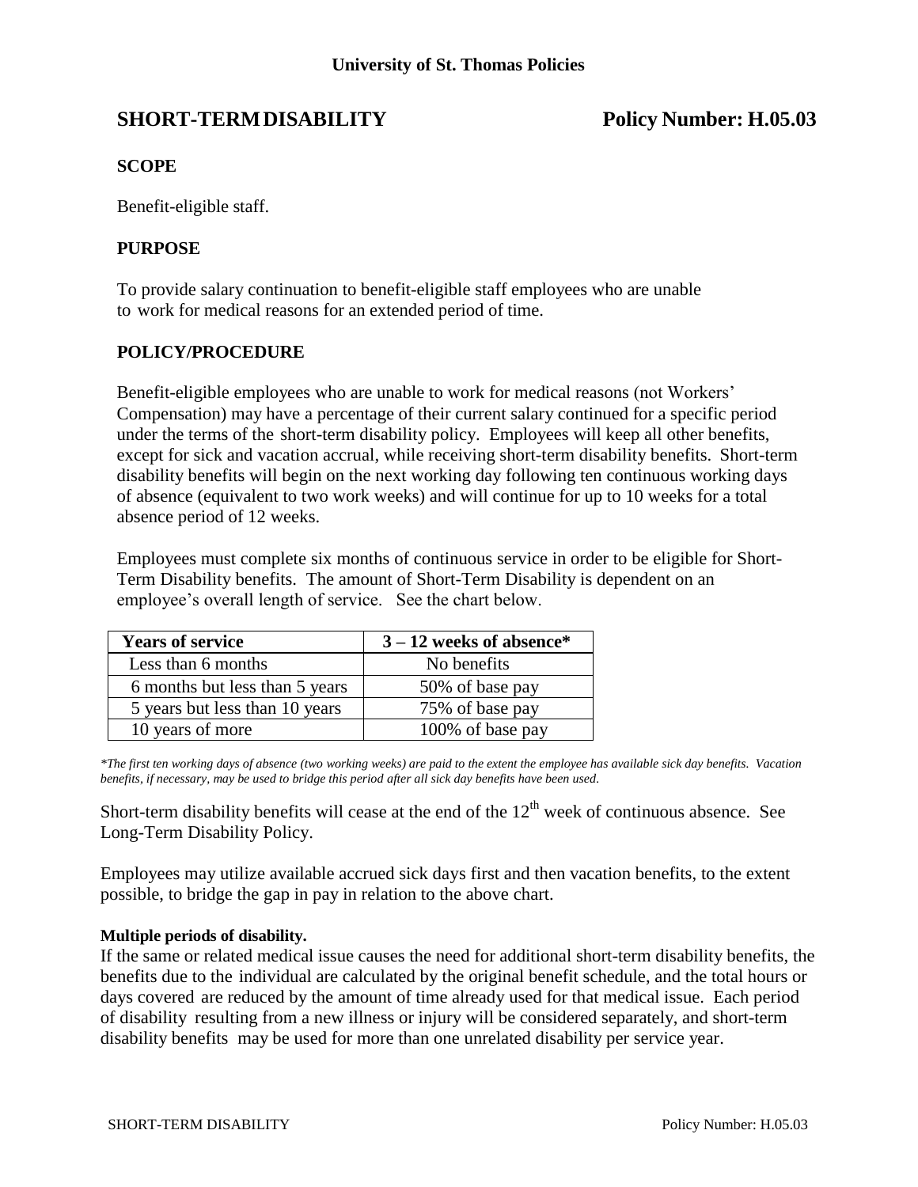**University of St. Thomas Policies**

# SHORT-TERM DISABILITY Policy Number: H.05.03

## SCOPE

Benefit-eligible staff.

## PURPOSE

To provide salary continuation to benefit-eligible staff employees who are unable to work for medical reasons for an extended period of time.

## POLICY/PROCEDURE

Benefit-eligible employees who are unable to work for medical reasons (not Workers' Compensation) may have a percentage of their current salary continued for a specific period under the terms of the short-term disability policy. Employees will keep all other benefits, except for sick and vacation accrual, while receiving short-term disability benefits. Short-term disability benefits will begin on the next working day following ten continuous working days of absence (equivalent to two work weeks) and will continue for up to 10 weeks for a total absence period of 12 weeks.

Employees must complete six months of continuous service in order to be eligible for Short-Term Disability benefits. The amount of Short-Term Disability is dependent on an employee's overall length of service. See the chart below.

| Years of service | 3 – 12 weeks of absence* |
|---|---|
| Less than 6 months | No benefits |
| 6 months but less than 5 years | 50% of base pay |
| 5 years but less than 10 years | 75% of base pay |
| 10 years of more | 100% of base pay |

*\*The first ten working days of absence (two working weeks) are paid to the extent the employee has available sick day benefits. Vacation benefits, if necessary, may be used to bridge this period after all sick day benefits have been used.*

Short-term disability benefits will cease at the end of the $12^{th}$ week of continuous absence. See Long-Term Disability Policy.

Employees may utilize available accrued sick days first and then vacation benefits, to the extent possible, to bridge the gap in pay in relation to the above chart.

**Multiple periods of disability.**

If the same or related medical issue causes the need for additional short-term disability benefits, the benefits due to the individual are calculated by the original benefit schedule, and the total hours or days covered are reduced by the amount of time already used for that medical issue. Each period of disability resulting from a new illness or injury will be considered separately, and short-term disability benefits may be used for more than one unrelated disability per service year.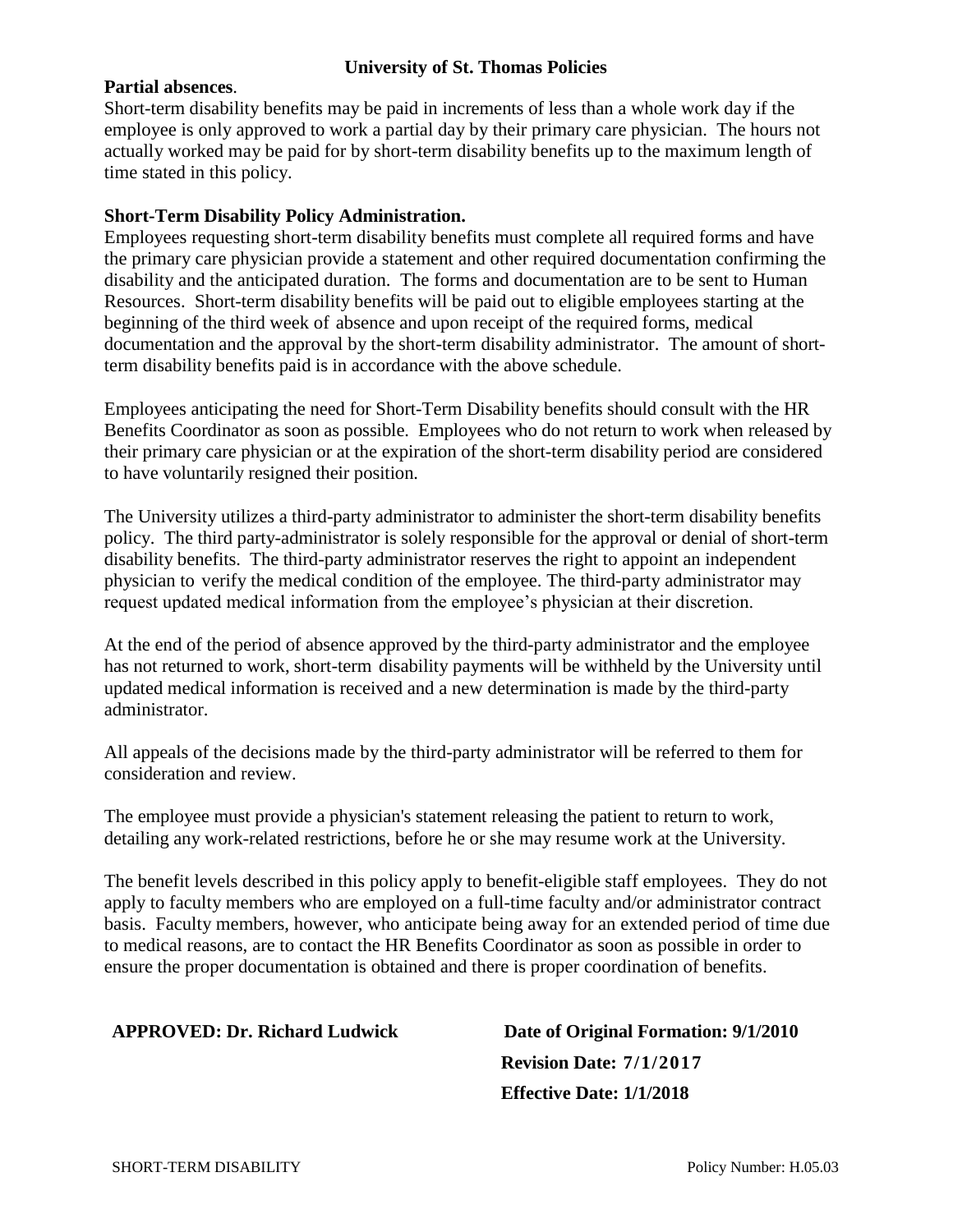**Partial absences**.

Short-term disability benefits may be paid in increments of less than a whole work day if the employee is only approved to work a partial day by their primary care physician. The hours not actually worked may be paid for by short-term disability benefits up to the maximum length of time stated in this policy.

**Short-Term Disability Policy Administration.**

Employees requesting short-term disability benefits must complete all required forms and have the primary care physician provide a statement and other required documentation confirming the disability and the anticipated duration. The forms and documentation are to be sent to Human Resources. Short-term disability benefits will be paid out to eligible employees starting at the beginning of the third week of absence and upon receipt of the required forms, medical documentation and the approval by the short-term disability administrator. The amount of short-term disability benefits paid is in accordance with the above schedule.

Employees anticipating the need for Short-Term Disability benefits should consult with the HR Benefits Coordinator as soon as possible. Employees who do not return to work when released by their primary care physician or at the expiration of the short-term disability period are considered to have voluntarily resigned their position.

The University utilizes a third-party administrator to administer the short-term disability benefits policy. The third party-administrator is solely responsible for the approval or denial of short-term disability benefits. The third-party administrator reserves the right to appoint an independent physician to verify the medical condition of the employee. The third-party administrator may request updated medical information from the employee's physician at their discretion.

At the end of the period of absence approved by the third-party administrator and the employee has not returned to work, short-term disability payments will be withheld by the University until updated medical information is received and a new determination is made by the third-party administrator.

All appeals of the decisions made by the third-party administrator will be referred to them for consideration and review.

The employee must provide a physician's statement releasing the patient to return to work, detailing any work-related restrictions, before he or she may resume work at the University.

The benefit levels described in this policy apply to benefit-eligible staff employees. They do not apply to faculty members who are employed on a full-time faculty and/or administrator contract basis. Faculty members, however, who anticipate being away for an extended period of time due to medical reasons, are to contact the HR Benefits Coordinator as soon as possible in order to ensure the proper documentation is obtained and there is proper coordination of benefits.

**APPROVED: Dr. Richard Ludwick**

**Date of Original Formation: 9/1/2010**

**Revision Date: 7/1/2017**

**Effective Date: 1/1/2018**